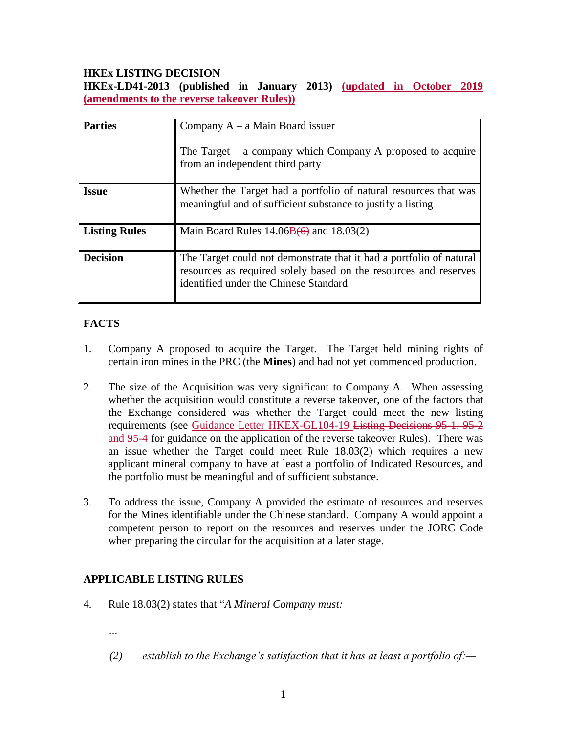**HKEx LISTING DECISION**

**HKEx-LD41-2013 (published in January 2013) (updated in October 2019 (amendments to the reverse takeover Rules))**

| | |
|---|---|
| **Parties** | Company A – a Main Board issuer<br><br>The Target – a company which Company A proposed to acquire from an independent third party |
| **Issue** | Whether the Target had a portfolio of natural resources that was meaningful and of sufficient substance to justify a listing |
| **Listing Rules** | Main Board Rules 14.06B~~(6)~~ and 18.03(2) |
| **Decision** | The Target could not demonstrate that it had a portfolio of natural resources as required solely based on the resources and reserves identified under the Chinese Standard |

## FACTS

1. Company A proposed to acquire the Target. The Target held mining rights of certain iron mines in the PRC (the **Mines**) and had not yet commenced production.

2. The size of the Acquisition was very significant to Company A. When assessing whether the acquisition would constitute a reverse takeover, one of the factors that the Exchange considered was whether the Target could meet the new listing requirements (see Guidance Letter HKEX-GL104-19 ~~Listing Decisions 95-1, 95-2 and 95-4~~ for guidance on the application of the reverse takeover Rules). There was an issue whether the Target could meet Rule 18.03(2) which requires a new applicant mineral company to have at least a portfolio of Indicated Resources, and the portfolio must be meaningful and of sufficient substance.

3. To address the issue, Company A provided the estimate of resources and reserves for the Mines identifiable under the Chinese standard. Company A would appoint a competent person to report on the resources and reserves under the JORC Code when preparing the circular for the acquisition at a later stage.

## APPLICABLE LISTING RULES

4. Rule 18.03(2) states that "*A Mineral Company must:—*

   ...

   *(2) establish to the Exchange's satisfaction that it has at least a portfolio of:—*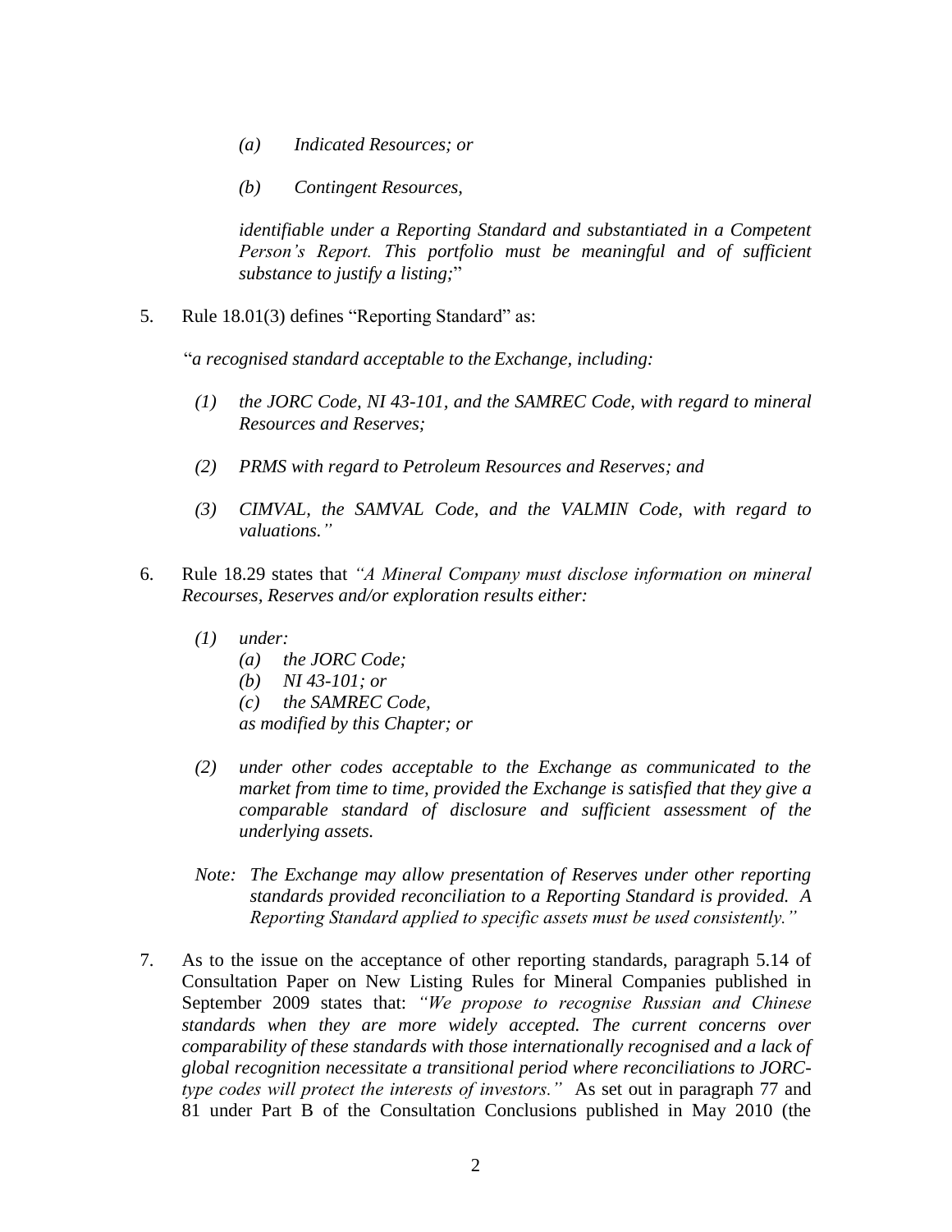*(a) Indicated Resources; or*

*(b) Contingent Resources,*

*identifiable under a Reporting Standard and substantiated in a Competent Person's Report. This portfolio must be meaningful and of sufficient substance to justify a listing;*"

5. Rule 18.01(3) defines "Reporting Standard" as:

   "*a recognised standard acceptable to the Exchange, including:*

   *(1) the JORC Code, NI 43-101, and the SAMREC Code, with regard to mineral Resources and Reserves;*

   *(2) PRMS with regard to Petroleum Resources and Reserves; and*

   *(3) CIMVAL, the SAMVAL Code, and the VALMIN Code, with regard to valuations."*

6. Rule 18.29 states that *"A Mineral Company must disclose information on mineral Recourses, Reserves and/or exploration results either:*

   *(1) under:*
   *(a) the JORC Code;*
   *(b) NI 43-101; or*
   *(c) the SAMREC Code,*
   *as modified by this Chapter; or*

   *(2) under other codes acceptable to the Exchange as communicated to the market from time to time, provided the Exchange is satisfied that they give a comparable standard of disclosure and sufficient assessment of the underlying assets.*

   *Note: The Exchange may allow presentation of Reserves under other reporting standards provided reconciliation to a Reporting Standard is provided. A Reporting Standard applied to specific assets must be used consistently."*

7. As to the issue on the acceptance of other reporting standards, paragraph 5.14 of Consultation Paper on New Listing Rules for Mineral Companies published in September 2009 states that: *"We propose to recognise Russian and Chinese standards when they are more widely accepted. The current concerns over comparability of these standards with those internationally recognised and a lack of global recognition necessitate a transitional period where reconciliations to JORC-type codes will protect the interests of investors."* As set out in paragraph 77 and 81 under Part B of the Consultation Conclusions published in May 2010 (the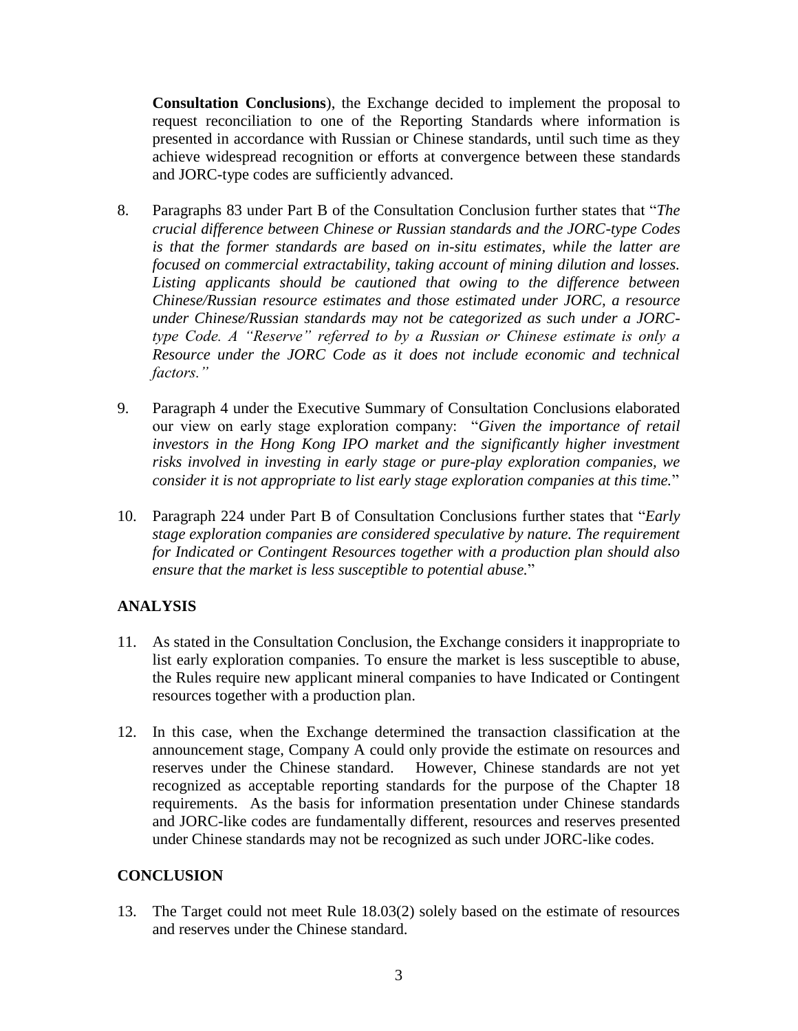**Consultation Conclusions**), the Exchange decided to implement the proposal to request reconciliation to one of the Reporting Standards where information is presented in accordance with Russian or Chinese standards, until such time as they achieve widespread recognition or efforts at convergence between these standards and JORC-type codes are sufficiently advanced.

8. Paragraphs 83 under Part B of the Consultation Conclusion further states that "*The crucial difference between Chinese or Russian standards and the JORC-type Codes is that the former standards are based on in-situ estimates, while the latter are focused on commercial extractability, taking account of mining dilution and losses. Listing applicants should be cautioned that owing to the difference between Chinese/Russian resource estimates and those estimated under JORC, a resource under Chinese/Russian standards may not be categorized as such under a JORC-type Code. A "Reserve" referred to by a Russian or Chinese estimate is only a Resource under the JORC Code as it does not include economic and technical factors.*"

9. Paragraph 4 under the Executive Summary of Consultation Conclusions elaborated our view on early stage exploration company: "*Given the importance of retail investors in the Hong Kong IPO market and the significantly higher investment risks involved in investing in early stage or pure-play exploration companies, we consider it is not appropriate to list early stage exploration companies at this time.*"

10. Paragraph 224 under Part B of Consultation Conclusions further states that "*Early stage exploration companies are considered speculative by nature. The requirement for Indicated or Contingent Resources together with a production plan should also ensure that the market is less susceptible to potential abuse.*"

## ANALYSIS

11. As stated in the Consultation Conclusion, the Exchange considers it inappropriate to list early exploration companies. To ensure the market is less susceptible to abuse, the Rules require new applicant mineral companies to have Indicated or Contingent resources together with a production plan.

12. In this case, when the Exchange determined the transaction classification at the announcement stage, Company A could only provide the estimate on resources and reserves under the Chinese standard. However, Chinese standards are not yet recognized as acceptable reporting standards for the purpose of the Chapter 18 requirements. As the basis for information presentation under Chinese standards and JORC-like codes are fundamentally different, resources and reserves presented under Chinese standards may not be recognized as such under JORC-like codes.

## CONCLUSION

13. The Target could not meet Rule 18.03(2) solely based on the estimate of resources and reserves under the Chinese standard.